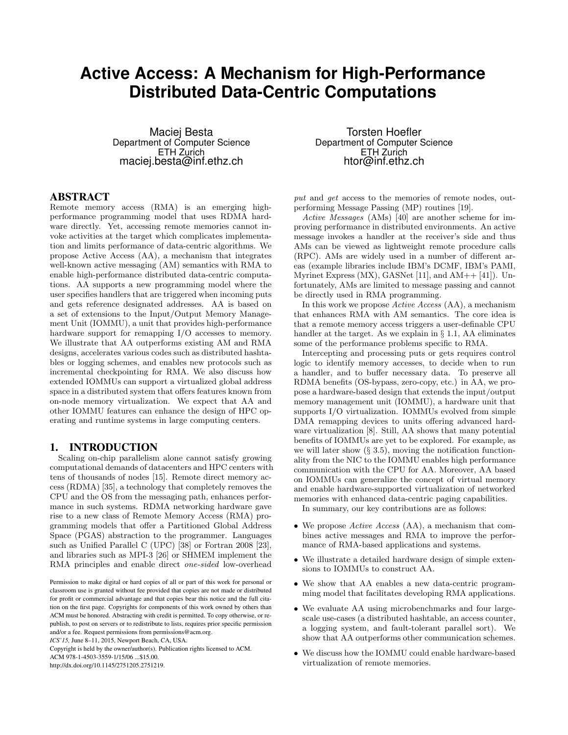# Active Access: A Mechanism for High-Performance Distributed Data-Centric Computations

Maciej Besta
Department of Computer Science
ETH Zurich
maciej.besta@inf.ethz.ch

Torsten Hoefler
Department of Computer Science
ETH Zurich
htor@inf.ethz.ch

## ABSTRACT

Remote memory access (RMA) is an emerging high-performance programming model that uses RDMA hardware directly. Yet, accessing remote memories cannot invoke activities at the target which complicates implementation and limits performance of data-centric algorithms. We propose Active Access (AA), a mechanism that integrates well-known active messaging (AM) semantics with RMA to enable high-performance distributed data-centric computations. AA supports a new programming model where the user specifies handlers that are triggered when incoming puts and gets reference designated addresses. AA is based on a set of extensions to the Input/Output Memory Management Unit (IOMMU), a unit that provides high-performance hardware support for remapping I/O accesses to memory. We illustrate that AA outperforms existing AM and RMA designs, accelerates various codes such as distributed hashtables or logging schemes, and enables new protocols such as incremental checkpointing for RMA. We also discuss how extended IOMMUs can support a virtualized global address space in a distributed system that offers features known from on-node memory virtualization. We expect that AA and other IOMMU features can enhance the design of HPC operating and runtime systems in large computing centers.

## 1. INTRODUCTION

Scaling on-chip parallelism alone cannot satisfy growing computational demands of datacenters and HPC centers with tens of thousands of nodes [15]. Remote direct memory access (RDMA) [35], a technology that completely removes the CPU and the OS from the messaging path, enhances performance in such systems. RDMA networking hardware gave rise to a new class of Remote Memory Access (RMA) programming models that offer a Partitioned Global Address Space (PGAS) abstraction to the programmer. Languages such as Unified Parallel C (UPC) [38] or Fortran 2008 [23], and libraries such as MPI-3 [26] or SHMEM implement the RMA principles and enable direct *one-sided* low-overhead *put* and *get* access to the memories of remote nodes, outperforming Message Passing (MP) routines [19].

*Active Messages* (AMs) [40] are another scheme for improving performance in distributed environments. An active message invokes a handler at the receiver's side and thus AMs can be viewed as lightweight remote procedure calls (RPC). AMs are widely used in a number of different areas (example libraries include IBM's DCMF, IBM's PAMI, Myrinet Express (MX), GASNet [11], and AM++ [41]). Unfortunately, AMs are limited to message passing and cannot be directly used in RMA programming.

In this work we propose *Active Access* (AA), a mechanism that enhances RMA with AM semantics. The core idea is that a remote memory access triggers a user-definable CPU handler at the target. As we explain in § 1.1, AA eliminates some of the performance problems specific to RMA.

Intercepting and processing puts or gets requires control logic to identify memory accesses, to decide when to run a handler, and to buffer necessary data. To preserve all RDMA benefits (OS-bypass, zero-copy, etc.) in AA, we propose a hardware-based design that extends the input/output memory management unit (IOMMU), a hardware unit that supports I/O virtualization. IOMMUs evolved from simple DMA remapping devices to units offering advanced hardware virtualization [8]. Still, AA shows that many potential benefits of IOMMUs are yet to be explored. For example, as we will later show (§ 3.5), moving the notification functionality from the NIC to the IOMMU enables high performance communication with the CPU for AA. Moreover, AA based on IOMMUs can generalize the concept of virtual memory and enable hardware-supported virtualization of networked memories with enhanced data-centric paging capabilities.

In summary, our key contributions are as follows:

- We propose *Active Access* (AA), a mechanism that combines active messages and RMA to improve the performance of RMA-based applications and systems.
- We illustrate a detailed hardware design of simple extensions to IOMMUs to construct AA.
- We show that AA enables a new data-centric programming model that facilitates developing RMA applications.
- We evaluate AA using microbenchmarks and four large-scale use-cases (a distributed hashtable, an access counter, a logging system, and fault-tolerant parallel sort). We show that AA outperforms other communication schemes.
- We discuss how the IOMMU could enable hardware-based virtualization of remote memories.

Permission to make digital or hard copies of all or part of this work for personal or classroom use is granted without fee provided that copies are not made or distributed for profit or commercial advantage and that copies bear this notice and the full citation on the first page. Copyrights for components of this work owned by others than ACM must be honored. Abstracting with credit is permitted. To copy otherwise, or republish, to post on servers or to redistribute to lists, requires prior specific permission and/or a fee. Request permissions from permissions@acm.org.
*ICS'15,* June 8–11, 2015, Newport Beach, CA, USA.
Copyright is held by the owner/author(s). Publication rights licensed to ACM.
ACM 978-1-4503-3559-1/15/06 ...$15.00.
http://dx.doi.org/10.1145/2751205.2751219.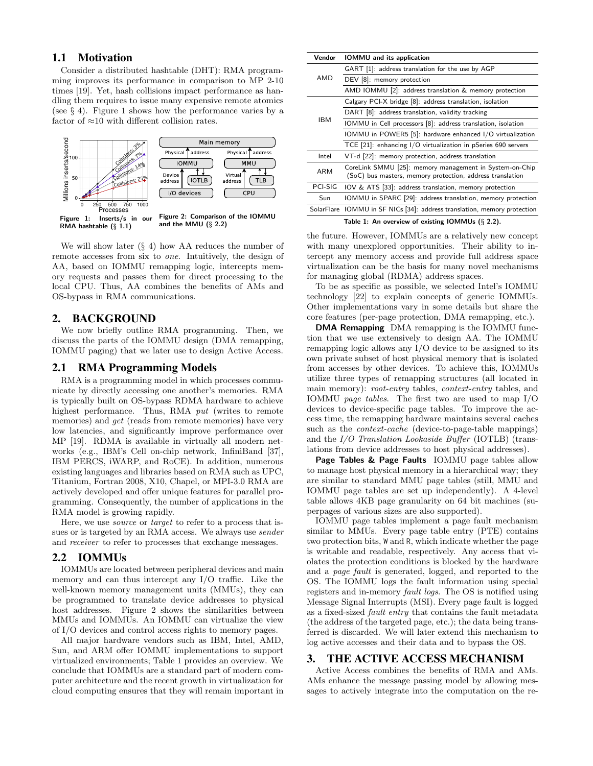## 1.1 Motivation

Consider a distributed hashtable (DHT): RMA programming improves its performance in comparison to MP 2-10 times [19]. Yet, hash collisions impact performance as handling them requires to issue many expensive remote atomics (see § 4). Figure 1 shows how the performance varies by a factor of ≈10 with different collision rates.

Millions inserts/second
0
50
100
0 250 500 750 1000
Processes
Collisions: 3%
Collisions: 7%
Collisions: 14%
Collisions: 25%

**Figure 1: Inserts/s in our RMA hashtable (§ 1.1)**

Main memory
Physical address
Physical address
IOMMU
MMU
Device address
IOTLB
Virtual address
TLB
I/O devices
CPU

**Figure 2: Comparison of the IOMMU and the MMU (§ 2.2)**

We will show later (§ 4) how AA reduces the number of remote accesses from six to *one*. Intuitively, the design of AA, based on IOMMU remapping logic, intercepts memory requests and passes them for direct processing to the local CPU. Thus, AA combines the benefits of AMs and OS-bypass in RMA communications.

# 2. BACKGROUND

We now briefly outline RMA programming. Then, we discuss the parts of the IOMMU design (DMA remapping, IOMMU paging) that we later use to design Active Access.

## 2.1 RMA Programming Models

RMA is a programming model in which processes communicate by directly accessing one another's memories. RMA is typically built on OS-bypass RDMA hardware to achieve highest performance. Thus, RMA *put* (writes to remote memories) and *get* (reads from remote memories) have very low latencies, and significantly improve performance over MP [19]. RDMA is available in virtually all modern networks (e.g., IBM's Cell on-chip network, InfiniBand [37], IBM PERCS, iWARP, and RoCE). In addition, numerous existing languages and libraries based on RMA such as UPC, Titanium, Fortran 2008, X10, Chapel, or MPI-3.0 RMA are actively developed and offer unique features for parallel programming. Consequently, the number of applications in the RMA model is growing rapidly.

Here, we use *source* or *target* to refer to a process that issues or is targeted by an RMA access. We always use *sender* and *receiver* to refer to processes that exchange messages.

## 2.2 IOMMUs

IOMMUs are located between peripheral devices and main memory and can thus intercept any I/O traffic. Like the well-known memory management units (MMUs), they can be programmed to translate device addresses to physical host addresses. Figure 2 shows the similarities between MMUs and IOMMUs. An IOMMU can virtualize the view of I/O devices and control access rights to memory pages.

All major hardware vendors such as IBM, Intel, AMD, Sun, and ARM offer IOMMU implementations to support virtualized environments; Table 1 provides an overview. We conclude that IOMMUs are a standard part of modern computer architecture and the recent growth in virtualization for cloud computing ensures that they will remain important in the future. However, IOMMUs are a relatively new concept with many unexplored opportunities. Their ability to intercept any memory access and provide full address space virtualization can be the basis for many novel mechanisms for managing global (RDMA) address spaces.

| Vendor | IOMMU and its application |
|---|---|
| AMD | GART [1]: address translation for the use by AGP |
| | DEV [8]: memory protection |
| | AMD IOMMU [2]: address translation & memory protection |
| IBM | Calgary PCI-X bridge [8]: address translation, isolation |
| | DART [8]: address translation, validity tracking |
| | IOMMU in Cell processors [8]: address translation, isolation |
| | IOMMU in POWER5 [5]: hardware enhanced I/O virtualization |
| | TCE [21]: enhancing I/O virtualization in pSeries 690 servers |
| Intel | VT-d [22]: memory protection, address translation |
| ARM | CoreLink SMMU [25]: memory management in System-on-Chip (SoC) bus masters, memory protection, address translation |
| PCI-SIG | IOV & ATS [33]: address translation, memory protection |
| Sun | IOMMU in SPARC [29]: address translation, memory protection |
| SolarFlare | IOMMU in SF NICs [34]: address translation, memory protection |

**Table 1: An overview of existing IOMMUs (§ 2.2).**

To be as specific as possible, we selected Intel's IOMMU technology [22] to explain concepts of generic IOMMUs. Other implementations vary in some details but share the core features (per-page protection, DMA remapping, etc.).

**DMA Remapping** DMA remapping is the IOMMU function that we use extensively to design AA. The IOMMU remapping logic allows any I/O device to be assigned to its own private subset of host physical memory that is isolated from accesses by other devices. To achieve this, IOMMUs utilize three types of remapping structures (all located in main memory): *root-entry* tables, *context-entry* tables, and IOMMU *page tables*. The first two are used to map I/O devices to device-specific page tables. To improve the access time, the remapping hardware maintains several caches such as the *context-cache* (device-to-page-table mappings) and the *I/O Translation Lookaside Buffer* (IOTLB) (translations from device addresses to host physical addresses).

**Page Tables & Page Faults** IOMMU page tables allow to manage host physical memory in a hierarchical way; they are similar to standard MMU page tables (still, MMU and IOMMU page tables are set up independently). A 4-level table allows 4KB page granularity on 64 bit machines (superpages of various sizes are also supported).

IOMMU page tables implement a page fault mechanism similar to MMUs. Every page table entry (PTE) contains two protection bits, `W` and `R`, which indicate whether the page is writable and readable, respectively. Any access that violates the protection conditions is blocked by the hardware and a *page fault* is generated, logged, and reported to the OS. The IOMMU logs the fault information using special registers and in-memory *fault logs*. The OS is notified using Message Signal Interrupts (MSI). Every page fault is logged as a fixed-sized *fault entry* that contains the fault metadata (the address of the targeted page, etc.); the data being transferred is discarded. We will later extend this mechanism to log active accesses and their data and to bypass the OS.

# 3. THE ACTIVE ACCESS MECHANISM

Active Access combines the benefits of RMA and AMs. AMs enhance the message passing model by allowing messages to actively integrate into the computation on the re-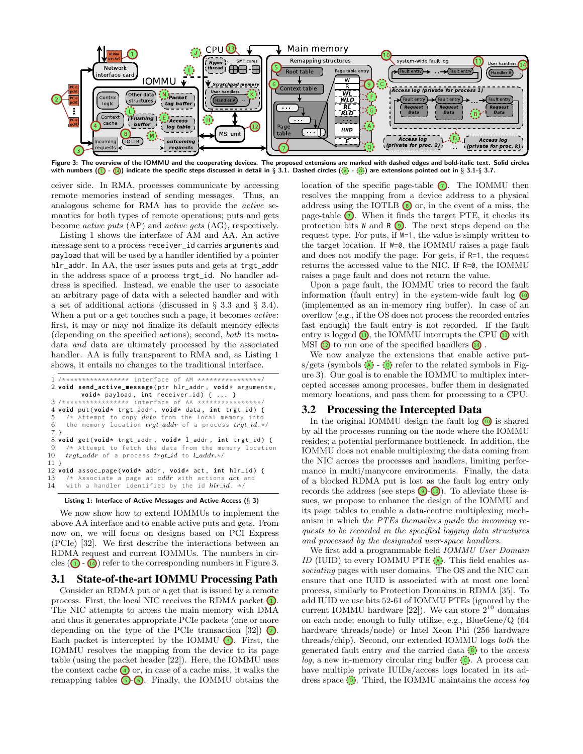Figure 3: The overview of the IOMMU and the cooperating devices. The proposed extensions are marked with dashed edges and bold-italic text. Solid circles with numbers (1 - 14) indicate the specific steps discussed in detail in § 3.1. Dashed circles (A - O) are extensions pointed out in § 3.1-§ 3.7.

ceiver side. In RMA, processes communicate by accessing remote memories instead of sending messages. Thus, an analogous scheme for RMA has to provide the *active* semantics for both types of remote operations; puts and gets become *active puts* (AP) and *active gets* (AG), respectively.

Listing 1 shows the interface of AM and AA. An active message sent to a process receiver_id carries arguments and payload that will be used by a handler identified by a pointer hlr_addr. In AA, the user issues puts and gets at trgt_addr in the address space of a process trgt_id. No handler address is specified. Instead, we enable the user to associate an arbitrary page of data with a selected handler and with a set of additional actions (discussed in § 3.3 and § 3.4). When a put or a get touches such a page, it becomes *active*: first, it may or may not finalize its default memory effects (depending on the specified actions); second, *both* its metadata *and* data are ultimately processed by the associated handler. AA is fully transparent to RMA and, as Listing 1 shows, it entails no changes to the traditional interface.

```
1 /***************** interface of AM ****************/
2 void send_active_message(ptr hlr_addr, void* arguments,
      void* payload, int receiver_id) { ... }
3 /***************** interface of AA ****************/
4 void put(void* trgt_addr, void* data, int trgt_id) {
5   /* Attempt to copy data from the local memory into
6   the memory location trgt_addr of a process trgt_id.*/
7 }
8 void get(void* trgt_addr, void* l_addr, int trgt_id) {
9   /* Attempt to fetch the data from the memory location
10  trgt_addr of a process trgt_id to l_addr.*/
11 }
12 void assoc_page(void* addr, void* act, int hlr_id) {
13   /* Associate a page at addr with actions act and
14   with a handler identified by the id hlr_id. */
```

Listing 1: Interface of Active Messages and Active Access (§ 3)

We now show how to extend IOMMUs to implement the above AA interface and to enable active puts and gets. From now on, we will focus on designs based on PCI Express (PCIe) [32]. We first describe the interactions between an RDMA request and current IOMMUs. The numbers in circles (1 - 14) refer to the corresponding numbers in Figure 3.

## 3.1 State-of-the-art IOMMU Processing Path

Consider an RDMA put or a get that is issued by a remote process. First, the local NIC receives the RDMA packet (1). The NIC attempts to access the main memory with DMA and thus it generates appropriate PCIe packets (one or more depending on the type of the PCIe transaction [32]) (2). Each packet is intercepted by the IOMMU (3). First, the IOMMU resolves the mapping from the device to its page table (using the packet header [22]). Here, the IOMMU uses the context cache (4) or, in case of a cache miss, it walks the remapping tables (5)-(6). Finally, the IOMMU obtains the location of the specific page-table (7). The IOMMU then resolves the mapping from a device address to a physical address using the IOTLB (8) or, in the event of a miss, the page-table (7). When it finds the target PTE, it checks its protection bits W and R (9). The next steps depend on the request type. For puts, if W=1, the value is simply written to the target location. If W=0, the IOMMU raises a page fault and does not modify the page. For gets, if R=1, the request returns the accessed value to the NIC. If R=0, the IOMMU raises a page fault and does not return the value.

Upon a page fault, the IOMMU tries to record the fault information (fault entry) in the system-wide fault log (10) (implemented as an in-memory ring buffer). In case of an overflow (e.g., if the OS does not process the recorded entries fast enough) the fault entry is not recorded. If the fault entry is logged (11), the IOMMU interrupts the CPU (13) with MSI (12) to run one of the specified handlers (14).

We now analyze the extensions that enable active puts/gets (symbols A - O refer to the related symbols in Figure 3). Our goal is to enable the IOMMU to multiplex intercepted accesses among processes, buffer them in designated memory locations, and pass them for processing to a CPU.

## 3.2 Processing the Intercepted Data

In the original IOMMU design the fault log (10) is shared by all the processes running on the node where the IOMMU resides; a potential performance bottleneck. In addition, the IOMMU does not enable multiplexing the data coming from the NIC across the processes and handlers, limiting performance in multi/manycore environments. Finally, the data of a blocked RDMA put is lost as the fault log entry only records the address (see steps (9)-(10)). To alleviate these issues, we propose to enhance the design of the IOMMU and its page tables to enable a data-centric multiplexing mechanism in which *the PTEs themselves guide the incoming requests to be recorded in the specified logging data structures and processed by the designated user-space handlers.*

We first add a programmable field *IOMMU User Domain ID* (IUID) to every IOMMU PTE (A). This field enables *associating* pages with user domains. The OS and the NIC can ensure that one IUID is associated with at most one local process, similarly to Protection Domains in RDMA [35]. To add IUID we use bits 52-61 of IOMMU PTEs (ignored by the current IOMMU hardware [22]). We can store $2^{10}$ domains on each node; enough to fully utilize, e.g., BlueGene/Q (64 hardware threads/node) or Intel Xeon Phi (256 hardware threads/chip). Second, our extended IOMMU logs *both* the generated fault entry *and* the carried data (B) to the *access log*, a new in-memory circular ring buffer (C). A process can have multiple private IUIDs/access logs located in its address space (D). Third, the IOMMU maintains the *access log*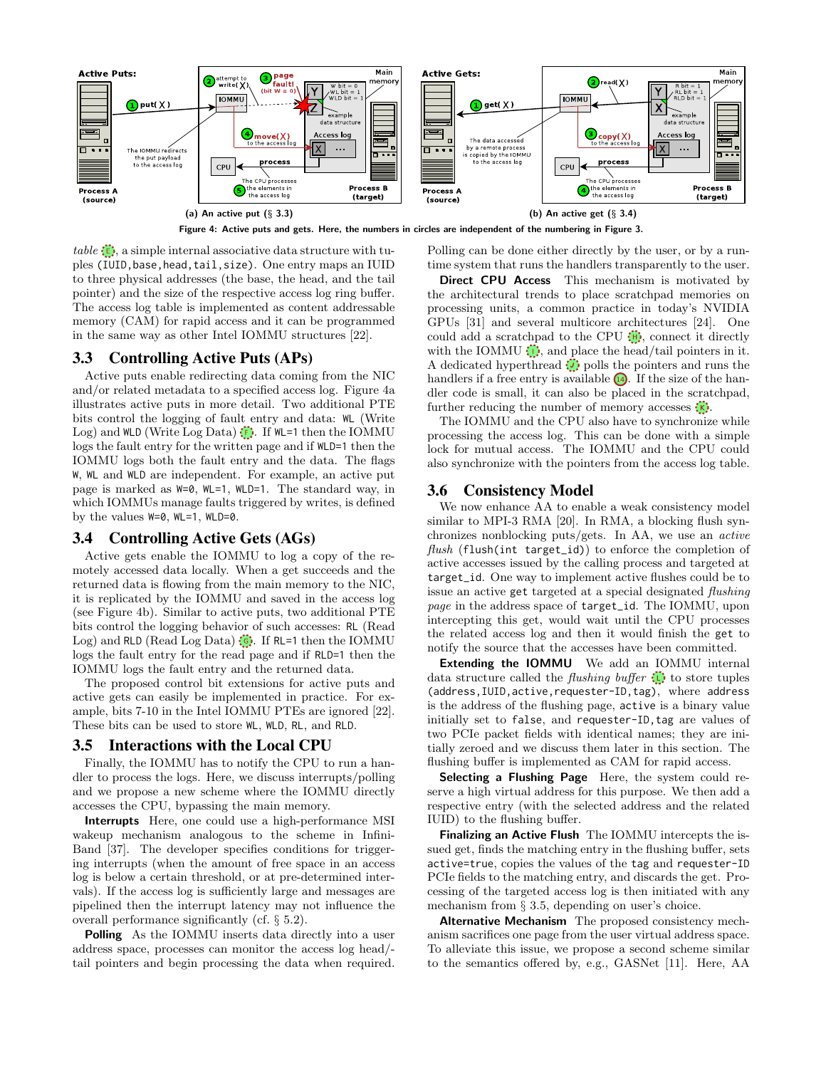Figure 4: Active puts and gets. Here, the numbers in circles are independent of the numbering in Figure 3.

(a) An active put (§ 3.3)

(b) An active get (§ 3.4)

*table* E, a simple internal associative data structure with tuples (IUID,base,head,tail,size). One entry maps an IUID to three physical addresses (the base, the head, and the tail pointer) and the size of the respective access log ring buffer. The access log table is implemented as content addressable memory (CAM) for rapid access and it can be programmed in the same way as other Intel IOMMU structures [22].

## 3.3 Controlling Active Puts (APs)

Active puts enable redirecting data coming from the NIC and/or related metadata to a specified access log. Figure 4a illustrates active puts in more detail. Two additional PTE bits control the logging of fault entry and data: WL (Write Log) and WLD (Write Log Data) F. If WL=1 then the IOMMU logs the fault entry for the written page and if WLD=1 then the IOMMU logs both the fault entry and the data. The flags W, WL and WLD are independent. For example, an active put page is marked as W=0, WL=1, WLD=1. The standard way, in which IOMMUs manage faults triggered by writes, is defined by the values W=0, WL=1, WLD=0.

## 3.4 Controlling Active Gets (AGs)

Active gets enable the IOMMU to log a copy of the remotely accessed data locally. When a get succeeds and the returned data is flowing from the main memory to the NIC, it is replicated by the IOMMU and saved in the access log (see Figure 4b). Similar to active puts, two additional PTE bits control the logging behavior of such accesses: RL (Read Log) and RLD (Read Log Data) G. If RL=1 then the IOMMU logs the fault entry for the read page and if RLD=1 then the IOMMU logs the fault entry and the returned data.

The proposed control bit extensions for active puts and active gets can easily be implemented in practice. For example, bits 7-10 in the Intel IOMMU PTEs are ignored [22]. These bits can be used to store WL, WLD, RL, and RLD.

## 3.5 Interactions with the Local CPU

Finally, the IOMMU has to notify the CPU to run a handler to process the logs. Here, we discuss interrupts/polling and we propose a new scheme where the IOMMU directly accesses the CPU, bypassing the main memory.

**Interrupts** Here, one could use a high-performance MSI wakeup mechanism analogous to the scheme in InfiniBand [37]. The developer specifies conditions for triggering interrupts (when the amount of free space in an access log is below a certain threshold, or at pre-determined intervals). If the access log is sufficiently large and messages are pipelined then the interrupt latency may not influence the overall performance significantly (cf. § 5.2).

**Polling** As the IOMMU inserts data directly into a user address space, processes can monitor the access log head/tail pointers and begin processing the data when required. Polling can be done either directly by the user, or by a runtime system that runs the handlers transparently to the user.

**Direct CPU Access** This mechanism is motivated by the architectural trends to place scratchpad memories on processing units, a common practice in today's NVIDIA GPUs [31] and several multicore architectures [24]. One could add a scratchpad to the CPU H, connect it directly with the IOMMU I, and place the head/tail pointers in it. A dedicated hyperthread J polls the pointers and runs the handlers if a free entry is available 14. If the size of the handler code is small, it can also be placed in the scratchpad, further reducing the number of memory accesses K.

The IOMMU and the CPU also have to synchronize while processing the access log. This can be done with a simple lock for mutual access. The IOMMU and the CPU could also synchronize with the pointers from the access log table.

## 3.6 Consistency Model

We now enhance AA to enable a weak consistency model similar to MPI-3 RMA [20]. In RMA, a blocking flush synchronizes nonblocking puts/gets. In AA, we use an *active flush* (flush(int target_id)) to enforce the completion of active accesses issued by the calling process and targeted at target_id. One way to implement active flushes could be to issue an active get targeted at a special designated *flushing page* in the address space of target_id. The IOMMU, upon intercepting this get, would wait until the CPU processes the related access log and then it would finish the get to notify the source that the accesses have been committed.

**Extending the IOMMU** We add an IOMMU internal data structure called the *flushing buffer* L to store tuples (address,IUID,active,requester-ID,tag), where address is the address of the flushing page, active is a binary value initially set to false, and requester-ID,tag are values of two PCIe packet fields with identical names; they are initially zeroed and we discuss them later in this section. The flushing buffer is implemented as CAM for rapid access.

**Selecting a Flushing Page** Here, the system could reserve a high virtual address for this purpose. We then add a respective entry (with the selected address and the related IUID) to the flushing buffer.

**Finalizing an Active Flush** The IOMMU intercepts the issued get, finds the matching entry in the flushing buffer, sets active=true, copies the values of the tag and requester-ID PCIe fields to the matching entry, and discards the get. Processing of the targeted access log is then initiated with any mechanism from § 3.5, depending on user's choice.

**Alternative Mechanism** The proposed consistency mechanism sacrifices one page from the user virtual address space. To alleviate this issue, we propose a second scheme similar to the semantics offered by, e.g., GASNet [11]. Here, AA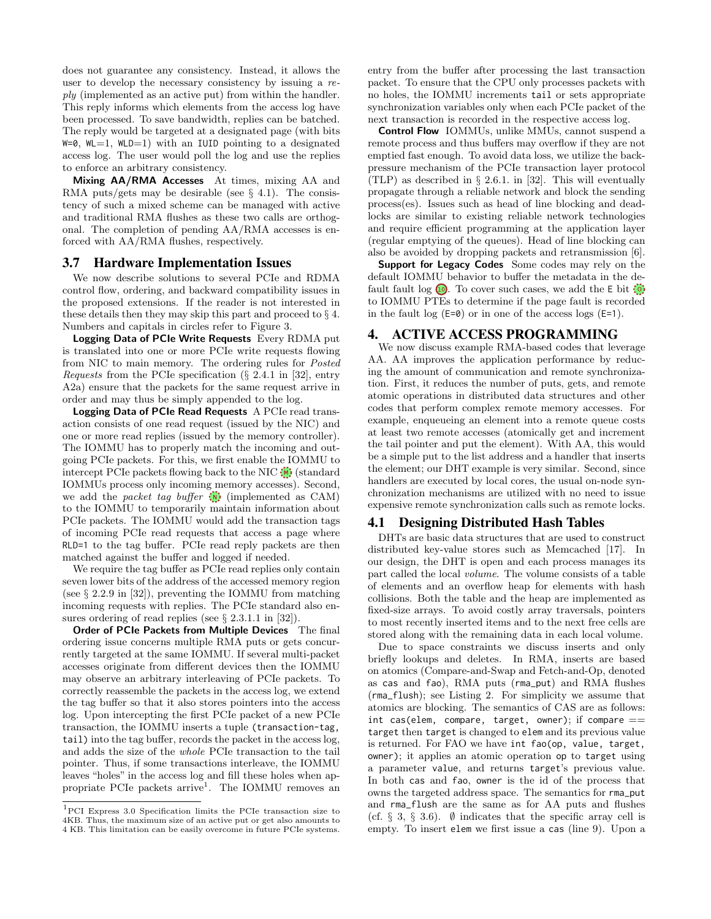does not guarantee any consistency. Instead, it allows the user to develop the necessary consistency by issuing a *reply* (implemented as an active put) from within the handler. This reply informs which elements from the access log have been processed. To save bandwidth, replies can be batched. The reply would be targeted at a designated page (with bits W=0, WL=1, WLD=1) with an IUID pointing to a designated access log. The user would poll the log and use the replies to enforce an arbitrary consistency.

**Mixing AA/RMA Accesses** At times, mixing AA and RMA puts/gets may be desirable (see § 4.1). The consistency of such a mixed scheme can be managed with active and traditional RMA flushes as these two calls are orthogonal. The completion of pending AA/RMA accesses is enforced with AA/RMA flushes, respectively.

## 3.7 Hardware Implementation Issues

We now describe solutions to several PCIe and RDMA control flow, ordering, and backward compatibility issues in the proposed extensions. If the reader is not interested in these details then they may skip this part and proceed to § 4. Numbers and capitals in circles refer to Figure 3.

**Logging Data of PCIe Write Requests** Every RDMA put is translated into one or more PCIe write requests flowing from NIC to main memory. The ordering rules for *Posted Requests* from the PCIe specification (§ 2.4.1 in [32], entry A2a) ensure that the packets for the same request arrive in order and may thus be simply appended to the log.

**Logging Data of PCIe Read Requests** A PCIe read transaction consists of one read request (issued by the NIC) and one or more read replies (issued by the memory controller). The IOMMU has to properly match the incoming and outgoing PCIe packets. For this, we first enable the IOMMU to intercept PCIe packets flowing back to the NIC (M) (standard IOMMUs process only incoming memory accesses). Second, we add the *packet tag buffer* (N) (implemented as CAM) to the IOMMU to temporarily maintain information about PCIe packets. The IOMMU would add the transaction tags of incoming PCIe read requests that access a page where RLD=1 to the tag buffer. PCIe read reply packets are then matched against the buffer and logged if needed.

We require the tag buffer as PCIe read replies only contain seven lower bits of the address of the accessed memory region (see § 2.2.9 in [32]), preventing the IOMMU from matching incoming requests with replies. The PCIe standard also ensures ordering of read replies (see § 2.3.1.1 in [32]).

**Order of PCIe Packets from Multiple Devices** The final ordering issue concerns multiple RMA puts or gets concurrently targeted at the same IOMMU. If several multi-packet accesses originate from different devices then the IOMMU may observe an arbitrary interleaving of PCIe packets. To correctly reassemble the packets in the access log, we extend the tag buffer so that it also stores pointers into the access log. Upon intercepting the first PCIe packet of a new PCIe transaction, the IOMMU inserts a tuple (transaction-tag, tail) into the tag buffer, records the packet in the access log, and adds the size of the *whole* PCIe transaction to the tail pointer. Thus, if some transactions interleave, the IOMMU leaves "holes" in the access log and fill these holes when appropriate PCIe packets arrive[1]. The IOMMU removes an entry from the buffer after processing the last transaction packet. To ensure that the CPU only processes packets with no holes, the IOMMU increments tail or sets appropriate synchronization variables only when each PCIe packet of the next transaction is recorded in the respective access log.

**Control Flow** IOMMUs, unlike MMUs, cannot suspend a remote process and thus buffers may overflow if they are not emptied fast enough. To avoid data loss, we utilize the backpressure mechanism of the PCIe transaction layer protocol (TLP) as described in § 2.6.1. in [32]. This will eventually propagate through a reliable network and block the sending process(es). Issues such as head of line blocking and deadlocks are similar to existing reliable network technologies and require efficient programming at the application layer (regular emptying of the queues). Head of line blocking can also be avoided by dropping packets and retransmission [6].

**Support for Legacy Codes** Some codes may rely on the default IOMMU behavior to buffer the metadata in the default fault log (10). To cover such cases, we add the E bit (O) to IOMMU PTEs to determine if the page fault is recorded in the fault log (E=0) or in one of the access logs (E=1).

# 4. ACTIVE ACCESS PROGRAMMING

We now discuss example RMA-based codes that leverage AA. AA improves the application performance by reducing the amount of communication and remote synchronization. First, it reduces the number of puts, gets, and remote atomic operations in distributed data structures and other codes that perform complex remote memory accesses. For example, enqueueing an element into a remote queue costs at least two remote accesses (atomically get and increment the tail pointer and put the element). With AA, this would be a simple put to the list address and a handler that inserts the element; our DHT example is very similar. Second, since handlers are executed by local cores, the usual on-node synchronization mechanisms are utilized with no need to issue expensive remote synchronization calls such as remote locks.

## 4.1 Designing Distributed Hash Tables

DHTs are basic data structures that are used to construct distributed key-value stores such as Memcached [17]. In our design, the DHT is open and each process manages its part called the local *volume*. The volume consists of a table of elements and an overflow heap for elements with hash collisions. Both the table and the heap are implemented as fixed-size arrays. To avoid costly array traversals, pointers to most recently inserted items and to the next free cells are stored along with the remaining data in each local volume.

Due to space constraints we discuss inserts and only briefly lookups and deletes. In RMA, inserts are based on atomics (Compare-and-Swap and Fetch-and-Op, denoted as cas and fao), RMA puts (rma_put) and RMA flushes (rma_flush); see Listing 2. For simplicity we assume that atomics are blocking. The semantics of CAS are as follows: int cas(elem, compare, target, owner); if compare == target then target is changed to elem and its previous value is returned. For FAO we have int fao(op, value, target, owner); it applies an atomic operation op to target using a parameter value, and returns target's previous value. In both cas and fao, owner is the id of the process that owns the targeted address space. The semantics for rma_put and rma_flush are the same as for AA puts and flushes (cf. § 3, § 3.6). $\emptyset$ indicates that the specific array cell is empty. To insert elem we first issue a cas (line 9). Upon a

[1] PCI Express 3.0 Specification limits the PCIe transaction size to 4KB. Thus, the maximum size of an active put or get also amounts to 4 KB. This limitation can be easily overcome in future PCIe systems.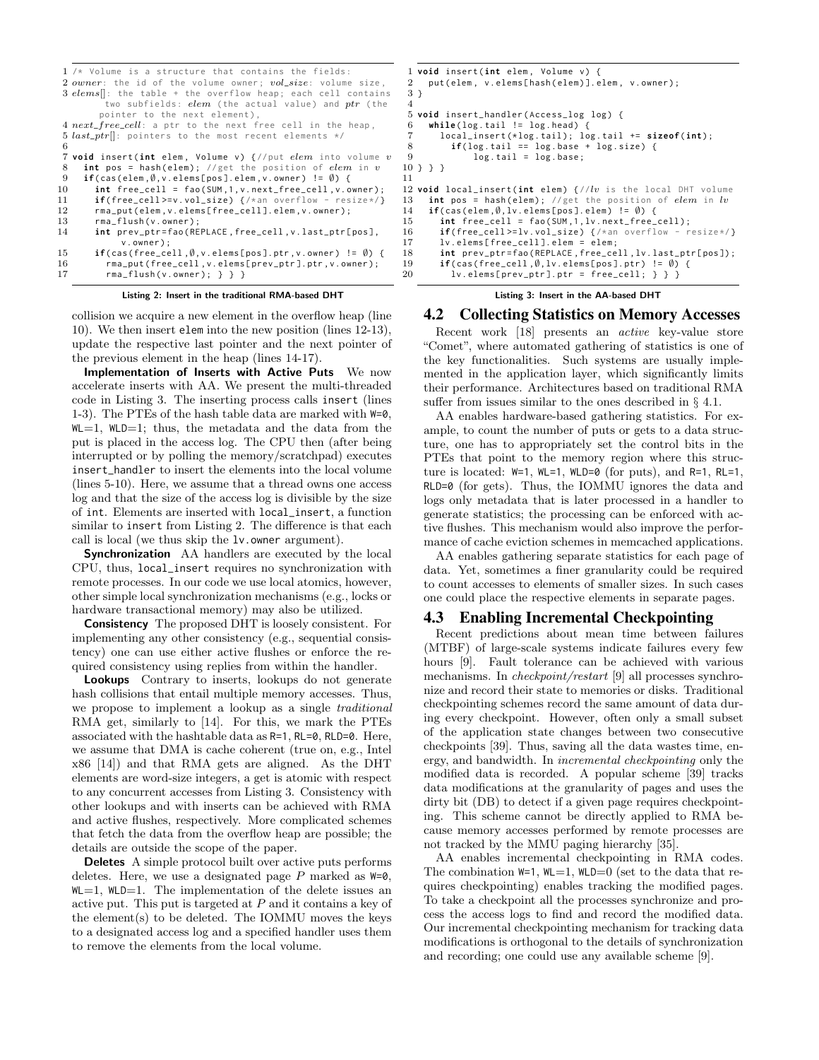```
1 /* Volume is a structure that contains the fields:
2 owner: the id of the volume owner; vol_size: volume size,
3 elems[]: the table + the overflow heap; each cell contains
       two subfields: elem (the actual value) and ptr (the
       pointer to the next element),
4 next_free_cell: a ptr to the next free cell in the heap,
5 last_ptr[]: pointers to the most recent elements */
6
7 void insert(int elem, Volume v) {//put elem into volume v
8   int pos = hash(elem); //get the position of elem in v
9   if(cas(elem,∅,v.elems[pos].elem,v.owner) != ∅) {
10    int free_cell = fao(SUM,1,v.next_free_cell,v.owner);
11    if(free_cell>=v.vol_size) {/*an overflow - resize*/}
12    rma_put(elem,v.elems[free_cell].elem,v.owner);
13    rma_flush(v.owner);
14    int prev_ptr=fao(REPLACE,free_cell,v.last_ptr[pos],
          v.owner);
15    if(cas(free_cell,∅,v.elems[pos].ptr,v.owner) != ∅) {
16      rma_put(free_cell,v.elems[prev_ptr].ptr,v.owner);
17      rma_flush(v.owner); } } }
```

**Listing 2: Insert in the traditional RMA-based DHT**

```
1 void insert(int elem, Volume v) {
2   put(elem, v.elems[hash(elem)].elem, v.owner);
3 }
4
5 void insert_handler(Access_log log) {
6   while(log.tail != log.head) {
7     local_insert(*log.tail); log.tail += sizeof(int);
8       if(log.tail == log.base + log.size) {
9           log.tail = log.base;
10 } } }
11
12 void local_insert(int elem) {//lv is the local DHT volume
13   int pos = hash(elem); //get the position of elem in lv
14   if(cas(elem,∅,lv.elems[pos].elem) != ∅) {
15     int free_cell = fao(SUM,1,lv.next_free_cell);
16     if(free_cell>=lv.vol_size) {/*an overflow - resize*/}
17     lv.elems[free_cell].elem = elem;
18     int prev_ptr=fao(REPLACE,free_cell,lv.last_ptr[pos]);
19     if(cas(free_cell,∅,lv.elems[pos].ptr) != ∅) {
20       lv.elems[prev_ptr].ptr = free_cell; } } }
```

**Listing 3: Insert in the AA-based DHT**

collision we acquire a new element in the overflow heap (line 10). We then insert elem into the new position (lines 12-13), update the respective last pointer and the next pointer of the previous element in the heap (lines 14-17).

**Implementation of Inserts with Active Puts** We now accelerate inserts with AA. We present the multi-threaded code in Listing 3. The inserting process calls insert (lines 1-3). The PTEs of the hash table data are marked with W=0, WL=1, WLD=1; thus, the metadata and the data from the put is placed in the access log. The CPU then (after being interrupted or by polling the memory/scratchpad) executes insert_handler to insert the elements into the local volume (lines 5-10). Here, we assume that a thread owns one access log and that the size of the access log is divisible by the size of int. Elements are inserted with local_insert, a function similar to insert from Listing 2. The difference is that each call is local (we thus skip the lv.owner argument).

**Synchronization** AA handlers are executed by the local CPU, thus, local_insert requires no synchronization with remote processes. In our code we use local atomics, however, other simple local synchronization mechanisms (e.g., locks or hardware transactional memory) may also be utilized.

**Consistency** The proposed DHT is loosely consistent. For implementing any other consistency (e.g., sequential consistency) one can use either active flushes or enforce the required consistency using replies from within the handler.

**Lookups** Contrary to inserts, lookups do not generate hash collisions that entail multiple memory accesses. Thus, we propose to implement a lookup as a single *traditional* RMA get, similarly to [14]. For this, we mark the PTEs associated with the hashtable data as R=1, RL=0, RLD=0. Here, we assume that DMA is cache coherent (true on, e.g., Intel x86 [14]) and that RMA gets are aligned. As the DHT elements are word-size integers, a get is atomic with respect to any concurrent accesses from Listing 3. Consistency with other lookups and with inserts can be achieved with RMA and active flushes, respectively. More complicated schemes that fetch the data from the overflow heap are possible; the details are outside the scope of the paper.

**Deletes** A simple protocol built over active puts performs deletes. Here, we use a designated page $P$ marked as W=0, WL=1, WLD=1. The implementation of the delete issues an active put. This put is targeted at $P$ and it contains a key of the element(s) to be deleted. The IOMMU moves the keys to a designated access log and a specified handler uses them to remove the elements from the local volume.

## 4.2 Collecting Statistics on Memory Accesses

Recent work [18] presents an *active* key-value store "Comet", where automated gathering of statistics is one of the key functionalities. Such systems are usually implemented in the application layer, which significantly limits their performance. Architectures based on traditional RMA suffer from issues similar to the ones described in § 4.1.

AA enables hardware-based gathering statistics. For example, to count the number of puts or gets to a data structure, one has to appropriately set the control bits in the PTEs that point to the memory region where this structure is located: W=1, WL=1, WLD=0 (for puts), and R=1, RL=1, RLD=0 (for gets). Thus, the IOMMU ignores the data and logs only metadata that is later processed in a handler to generate statistics; the processing can be enforced with active flushes. This mechanism would also improve the performance of cache eviction schemes in memcached applications.

AA enables gathering separate statistics for each page of data. Yet, sometimes a finer granularity could be required to count accesses to elements of smaller sizes. In such cases one could place the respective elements in separate pages.

## 4.3 Enabling Incremental Checkpointing

Recent predictions about mean time between failures (MTBF) of large-scale systems indicate failures every few hours [9]. Fault tolerance can be achieved with various mechanisms. In *checkpoint/restart* [9] all processes synchronize and record their state to memories or disks. Traditional checkpointing schemes record the same amount of data during every checkpoint. However, often only a small subset of the application state changes between two consecutive checkpoints [39]. Thus, saving all the data wastes time, energy, and bandwidth. In *incremental checkpointing* only the modified data is recorded. A popular scheme [39] tracks data modifications at the granularity of pages and uses the dirty bit (DB) to detect if a given page requires checkpointing. This scheme cannot be directly applied to RMA because memory accesses performed by remote processes are not tracked by the MMU paging hierarchy [35].

AA enables incremental checkpointing in RMA codes. The combination W=1, WL=1, WLD=0 (set to the data that requires checkpointing) enables tracking the modified pages. To take a checkpoint all the processes synchronize and process the access logs to find and record the modified data. Our incremental checkpointing mechanism for tracking data modifications is orthogonal to the details of synchronization and recording; one could use any available scheme [9].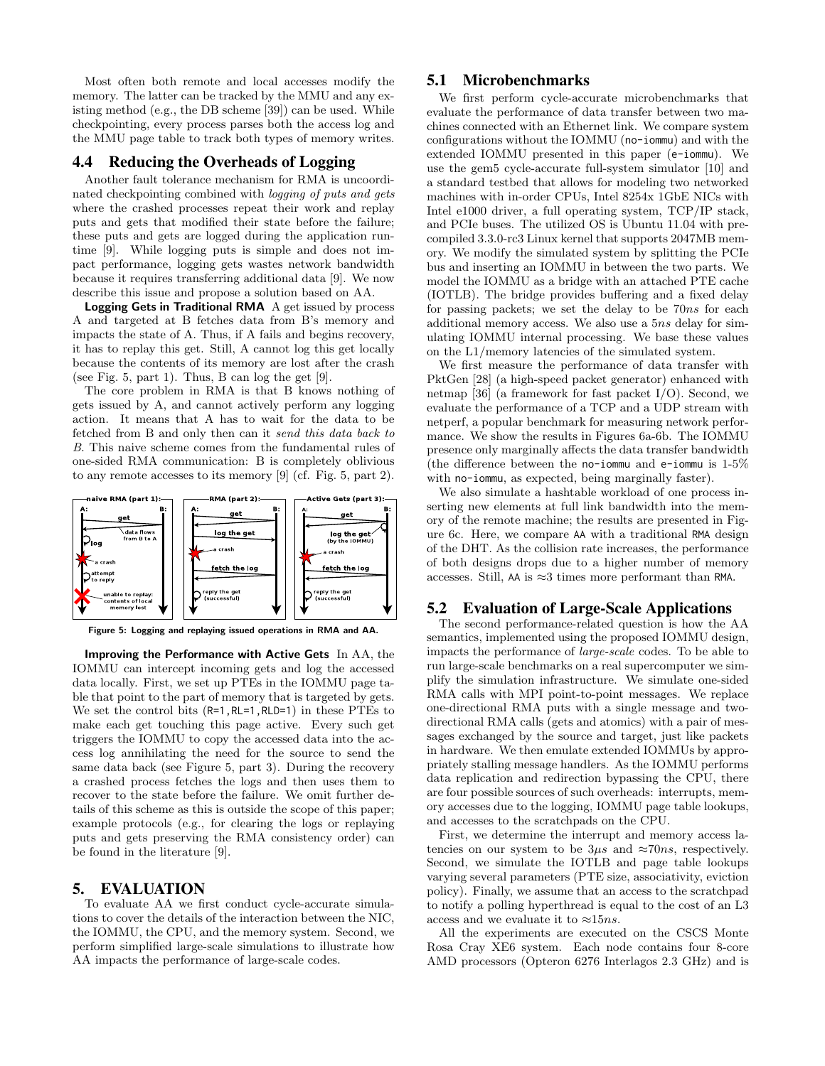Most often both remote and local accesses modify the memory. The latter can be tracked by the MMU and any existing method (e.g., the DB scheme [39]) can be used. While checkpointing, every process parses both the access log and the MMU page table to track both types of memory writes.

## 4.4 Reducing the Overheads of Logging

Another fault tolerance mechanism for RMA is uncoordinated checkpointing combined with *logging of puts and gets* where the crashed processes repeat their work and replay puts and gets that modified their state before the failure; these puts and gets are logged during the application runtime [9]. While logging puts is simple and does not impact performance, logging gets wastes network bandwidth because it requires transferring additional data [9]. We now describe this issue and propose a solution based on AA.

**Logging Gets in Traditional RMA** A get issued by process A and targeted at B fetches data from B's memory and impacts the state of A. Thus, if A fails and begins recovery, it has to replay this get. Still, A cannot log this get locally because the contents of its memory are lost after the crash (see Fig. 5, part 1). Thus, B can log the get [9].

The core problem in RMA is that B knows nothing of gets issued by A, and cannot actively perform any logging action. It means that A has to wait for the data to be fetched from B and only then can it *send this data back to B*. This naive scheme comes from the fundamental rules of one-sided RMA communication: B is completely oblivious to any remote accesses to its memory [9] (cf. Fig. 5, part 2).

Figure 5: Logging and replaying issued operations in RMA and AA.

**Improving the Performance with Active Gets** In AA, the IOMMU can intercept incoming gets and log the accessed data locally. First, we set up PTEs in the IOMMU page table that point to the part of memory that is targeted by gets. We set the control bits (R=1,RL=1,RLD=1) in these PTEs to make each get touching this page active. Every such get triggers the IOMMU to copy the accessed data into the access log annihilating the need for the source to send the same data back (see Figure 5, part 3). During the recovery a crashed process fetches the logs and then uses them to recover to the state before the failure. We omit further details of this scheme as this is outside the scope of this paper; example protocols (e.g., for clearing the logs or replaying puts and gets preserving the RMA consistency order) can be found in the literature [9].

# 5. EVALUATION

To evaluate AA we first conduct cycle-accurate simulations to cover the details of the interaction between the NIC, the IOMMU, the CPU, and the memory system. Second, we perform simplified large-scale simulations to illustrate how AA impacts the performance of large-scale codes.

## 5.1 Microbenchmarks

We first perform cycle-accurate microbenchmarks that evaluate the performance of data transfer between two machines connected with an Ethernet link. We compare system configurations without the IOMMU (no-iommu) and with the extended IOMMU presented in this paper (e-iommu). We use the gem5 cycle-accurate full-system simulator [10] and a standard testbed that allows for modeling two networked machines with in-order CPUs, Intel 8254x 1GbE NICs with Intel e1000 driver, a full operating system, TCP/IP stack, and PCIe buses. The utilized OS is Ubuntu 11.04 with precompiled 3.3.0-rc3 Linux kernel that supports 2047MB memory. We modify the simulated system by splitting the PCIe bus and inserting an IOMMU in between the two parts. We model the IOMMU as a bridge with an attached PTE cache (IOTLB). The bridge provides buffering and a fixed delay for passing packets; we set the delay to be $70ns$ for each additional memory access. We also use a $5ns$ delay for simulating IOMMU internal processing. We base these values on the L1/memory latencies of the simulated system.

We first measure the performance of data transfer with PktGen [28] (a high-speed packet generator) enhanced with netmap [36] (a framework for fast packet I/O). Second, we evaluate the performance of a TCP and a UDP stream with netperf, a popular benchmark for measuring network performance. We show the results in Figures 6a-6b. The IOMMU presence only marginally affects the data transfer bandwidth (the difference between the no-iommu and e-iommu is 1-5% with no-iommu, as expected, being marginally faster).

We also simulate a hashtable workload of one process inserting new elements at full link bandwidth into the memory of the remote machine; the results are presented in Figure 6c. Here, we compare AA with a traditional RMA design of the DHT. As the collision rate increases, the performance of both designs drops due to a higher number of memory accesses. Still, AA is $\approx$3 times more performant than RMA.

## 5.2 Evaluation of Large-Scale Applications

The second performance-related question is how the AA semantics, implemented using the proposed IOMMU design, impacts the performance of *large-scale* codes. To be able to run large-scale benchmarks on a real supercomputer we simplify the simulation infrastructure. We simulate one-sided RMA calls with MPI point-to-point messages. We replace one-directional RMA puts with a single message and two-directional RMA calls (gets and atomics) with a pair of messages exchanged by the source and target, just like packets in hardware. We then emulate extended IOMMUs by appropriately stalling message handlers. As the IOMMU performs data replication and redirection bypassing the CPU, there are four possible sources of such overheads: interrupts, memory accesses due to the logging, IOMMU page table lookups, and accesses to the scratchpads on the CPU.

First, we determine the interrupt and memory access latencies on our system to be $3\mu s$ and $\approx 70ns$, respectively. Second, we simulate the IOTLB and page table lookups varying several parameters (PTE size, associativity, eviction policy). Finally, we assume that an access to the scratchpad to notify a polling hyperthread is equal to the cost of an L3 access and we evaluate it to $\approx 15ns$.

All the experiments are executed on the CSCS Monte Rosa Cray XE6 system. Each node contains four 8-core AMD processors (Opteron 6276 Interlagos 2.3 GHz) and is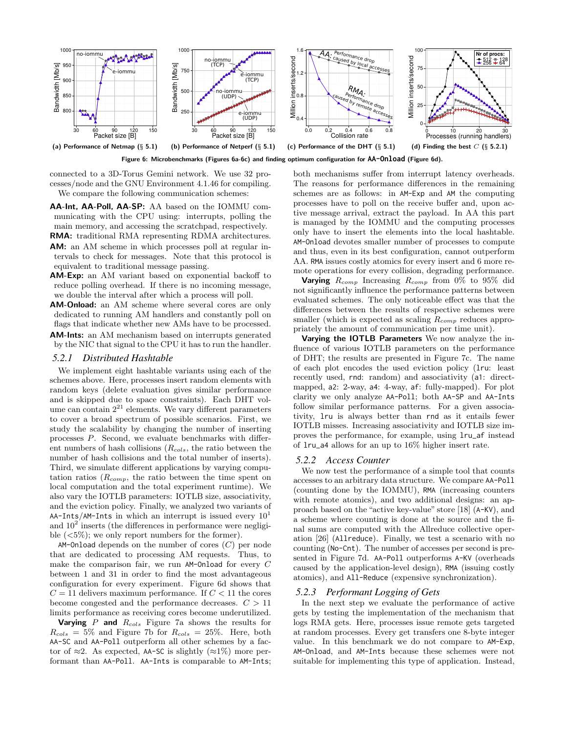(a) Performance of Netmap (§ 5.1) (b) Performance of Netperf (§ 5.1) (c) Performance of the DHT (§ 5.1) (d) Finding the best $C$ (§ 5.2.1)

**Figure 6: Microbenchmarks (Figures 6a-6c) and finding optimum configuration for AA-Onload (Figure 6d).**

connected to a 3D-Torus Gemini network. We use 32 processes/node and the GNU Environment 4.1.46 for compiling.

We compare the following communication schemes:

**AA-Int, AA-Poll, AA-SP:** AA based on the IOMMU communicating with the CPU using: interrupts, polling the main memory, and accessing the scratchpad, respectively.

**RMA:** traditional RMA representing RDMA architectures.

**AM:** an AM scheme in which processes poll at regular intervals to check for messages. Note that this protocol is equivalent to traditional message passing.

**AM-Exp:** an AM variant based on exponential backoff to reduce polling overhead. If there is no incoming message, we double the interval after which a process will poll.

**AM-Onload:** an AM scheme where several cores are only dedicated to running AM handlers and constantly poll on flags that indicate whether new AMs have to be processed.

**AM-Ints:** an AM mechanism based on interrupts generated by the NIC that signal to the CPU it has to run the handler.

### 5.2.1 Distributed Hashtable

We implement eight hashtable variants using each of the schemes above. Here, processes insert random elements with random keys (delete evaluation gives similar performance and is skipped due to space constraints). Each DHT volume can contain $2^{21}$ elements. We vary different parameters to cover a broad spectrum of possible scenarios. First, we study the scalability by changing the number of inserting processes $P$. Second, we evaluate benchmarks with different numbers of hash collisions ($R_{cols}$, the ratio between the number of hash collisions and the total number of inserts). Third, we simulate different applications by varying computation ratios ($R_{comp}$, the ratio between the time spent on local computation and the total experiment runtime). We also vary the IOTLB parameters: IOTLB size, associativity, and the eviction policy. Finally, we analyzed two variants of AA-Ints/AM-Ints in which an interrupt is issued every $10^1$ and $10^2$ inserts (the differences in performance were negligible (<5%); we only report numbers for the former).

AM-Onload depends on the number of cores ($C$) per node that are dedicated to processing AM requests. Thus, to make the comparison fair, we run AM-Onload for every $C$ between 1 and 31 in order to find the most advantageous configuration for every experiment. Figure 6d shows that $C = 11$ delivers maximum performance. If $C < 11$ the cores become congested and the performance decreases. $C > 11$ limits performance as receiving cores become underutilized.

**Varying** $P$ **and** $R_{cols}$ Figure 7a shows the results for $R_{cols} = 5\%$ and Figure 7b for $R_{cols} = 25\%$. Here, both AA-SC and AA-Poll outperform all other schemes by a factor of ≈2. As expected, AA-SC is slightly (≈1%) more performant than AA-Poll. AA-Ints is comparable to AM-Ints; both mechanisms suffer from interrupt latency overheads. The reasons for performance differences in the remaining schemes are as follows: in AM-Exp and AM the computing processes have to poll on the receive buffer and, upon active message arrival, extract the payload. In AA this part is managed by the IOMMU and the computing processes only have to insert the elements into the local hashtable. AM-Onload devotes smaller number of processes to compute and thus, even in its best configuration, cannot outperform AA. RMA issues costly atomics for every insert and 6 more remote operations for every collision, degrading performance.

**Varying** $R_{comp}$ Increasing $R_{comp}$ from 0% to 95% did not significantly influence the performance patterns between evaluated schemes. The only noticeable effect was that the differences between the results of respective schemes were smaller (which is expected as scaling $R_{comp}$ reduces appropriately the amount of communication per time unit).

**Varying the IOTLB Parameters** We now analyze the influence of various IOTLB parameters on the performance of DHT; the results are presented in Figure 7c. The name of each plot encodes the used eviction policy (lru: least recently used, rnd: random) and associativity (a1: direct-mapped, a2: 2-way, a4: 4-way, af: fully-mapped). For plot clarity we only analyze AA-Poll; both AA-SP and AA-Ints follow similar performance patterns. For a given associativity, lru is always better than rnd as it entails fewer IOTLB misses. Increasing associativity and IOTLB size improves the performance, for example, using lru_af instead of lru_a4 allows for an up to 16% higher insert rate.

### 5.2.2 Access Counter

We now test the performance of a simple tool that counts accesses to an arbitrary data structure. We compare AA-Poll (counting done by the IOMMU), RMA (increasing counters with remote atomics), and two additional designs: an approach based on the "active key-value" store [18] (A-KV), and a scheme where counting is done at the source and the final sums are computed with the Allreduce collective operation [26] (Allreduce). Finally, we test a scenario with no counting (No-Cnt). The number of accesses per second is presented in Figure 7d. AA-Poll outperforms A-KV (overheads caused by the application-level design), RMA (issuing costly atomics), and All-Reduce (expensive synchronization).

### 5.2.3 Performant Logging of Gets

In the next step we evaluate the performance of active gets by testing the implementation of the mechanism that logs RMA gets. Here, processes issue remote gets targeted at random processes. Every get transfers one 8-byte integer value. In this benchmark we do not compare to AM-Exp, AM-Onload, and AM-Ints because these schemes were not suitable for implementing this type of application. Instead,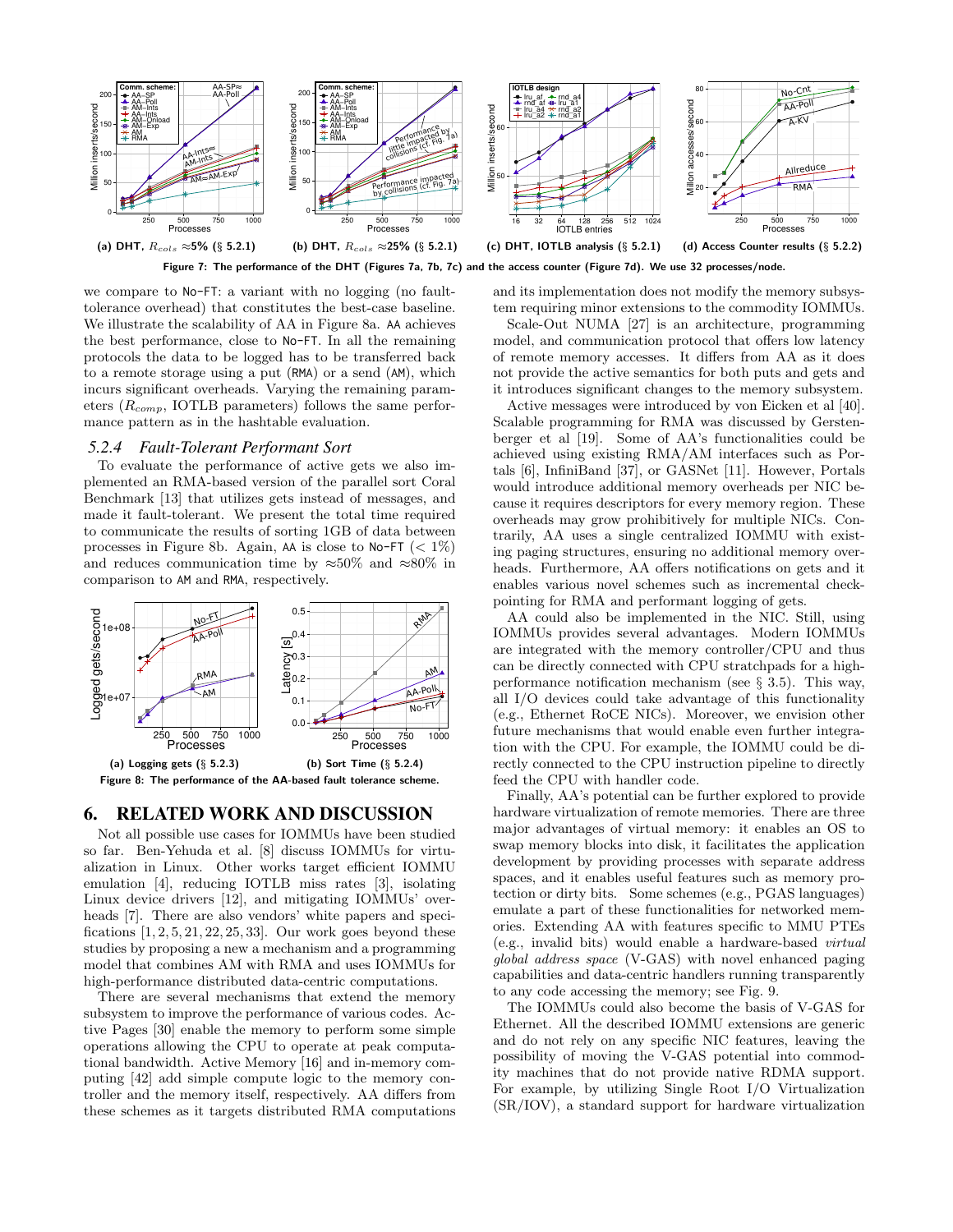(a) DHT, $R_{cols}$ ≈5% (§ 5.2.1) (b) DHT, $R_{cols}$ ≈25% (§ 5.2.1) (c) DHT, IOTLB analysis (§ 5.2.1) (d) Access Counter results (§ 5.2.2)

**Figure 7: The performance of the DHT (Figures 7a, 7b, 7c) and the access counter (Figure 7d). We use 32 processes/node.**

we compare to No-FT: a variant with no logging (no fault-tolerance overhead) that constitutes the best-case baseline. We illustrate the scalability of AA in Figure 8a. AA achieves the best performance, close to No-FT. In all the remaining protocols the data to be logged has to be transferred back to a remote storage using a put (RMA) or a send (AM), which incurs significant overheads. Varying the remaining parameters ($R_{comp}$, IOTLB parameters) follows the same performance pattern as in the hashtable evaluation.

### 5.2.4 Fault-Tolerant Performant Sort

To evaluate the performance of active gets we also implemented an RMA-based version of the parallel sort Coral Benchmark [13] that utilizes gets instead of messages, and made it fault-tolerant. We present the total time required to communicate the results of sorting 1GB of data between processes in Figure 8b. Again, AA is close to No-FT ($< 1\%$) and reduces communication time by ≈50% and ≈80% in comparison to AM and RMA, respectively.

(a) Logging gets (§ 5.2.3) (b) Sort Time (§ 5.2.4)

**Figure 8: The performance of the AA-based fault tolerance scheme.**

## 6. RELATED WORK AND DISCUSSION

Not all possible use cases for IOMMUs have been studied so far. Ben-Yehuda et al. [8] discuss IOMMUs for virtualization in Linux. Other works target efficient IOMMU emulation [4], reducing IOTLB miss rates [3], isolating Linux device drivers [12], and mitigating IOMMUs' overheads [7]. There are also vendors' white papers and specifications [1, 2, 5, 21, 22, 25, 33]. Our work goes beyond these studies by proposing a new a mechanism and a programming model that combines AM with RMA and uses IOMMUs for high-performance distributed data-centric computations.

There are several mechanisms that extend the memory subsystem to improve the performance of various codes. Active Pages [30] enable the memory to perform some simple operations allowing the CPU to operate at peak computational bandwidth. Active Memory [16] and in-memory computing [42] add simple compute logic to the memory controller and the memory itself, respectively. AA differs from these schemes as it targets distributed RMA computations and its implementation does not modify the memory subsystem requiring minor extensions to the commodity IOMMUs.

Scale-Out NUMA [27] is an architecture, programming model, and communication protocol that offers low latency of remote memory accesses. It differs from AA as it does not provide the active semantics for both puts and gets and it introduces significant changes to the memory subsystem.

Active messages were introduced by von Eicken et al [40]. Scalable programming for RMA was discussed by Gerstenberger et al [19]. Some of AA's functionalities could be achieved using existing RMA/AM interfaces such as Portals [6], InfiniBand [37], or GASNet [11]. However, Portals would introduce additional memory overheads per NIC because it requires descriptors for every memory region. These overheads may grow prohibitively for multiple NICs. Contrarily, AA uses a single centralized IOMMU with existing paging structures, ensuring no additional memory overheads. Furthermore, AA offers notifications on gets and it enables various novel schemes such as incremental checkpointing for RMA and performant logging of gets.

AA could also be implemented in the NIC. Still, using IOMMUs provides several advantages. Modern IOMMUs are integrated with the memory controller/CPU and thus can be directly connected with CPU stratchpads for a high-performance notification mechanism (see § 3.5). This way, all I/O devices could take advantage of this functionality (e.g., Ethernet RoCE NICs). Moreover, we envision other future mechanisms that would enable even further integration with the CPU. For example, the IOMMU could be directly connected to the CPU instruction pipeline to directly feed the CPU with handler code.

Finally, AA's potential can be further explored to provide hardware virtualization of remote memories. There are three major advantages of virtual memory: it enables an OS to swap memory blocks into disk, it facilitates the application development by providing processes with separate address spaces, and it enables useful features such as memory protection or dirty bits. Some schemes (e.g., PGAS languages) emulate a part of these functionalities for networked memories. Extending AA with features specific to MMU PTEs (e.g., invalid bits) would enable a hardware-based *virtual global address space* (V-GAS) with novel enhanced paging capabilities and data-centric handlers running transparently to any code accessing the memory; see Fig. 9.

The IOMMUs could also become the basis of V-GAS for Ethernet. All the described IOMMU extensions are generic and do not rely on any specific NIC features, leaving the possibility of moving the V-GAS potential into commodity machines that do not provide native RDMA support. For example, by utilizing Single Root I/O Virtualization (SR/IOV), a standard support for hardware virtualization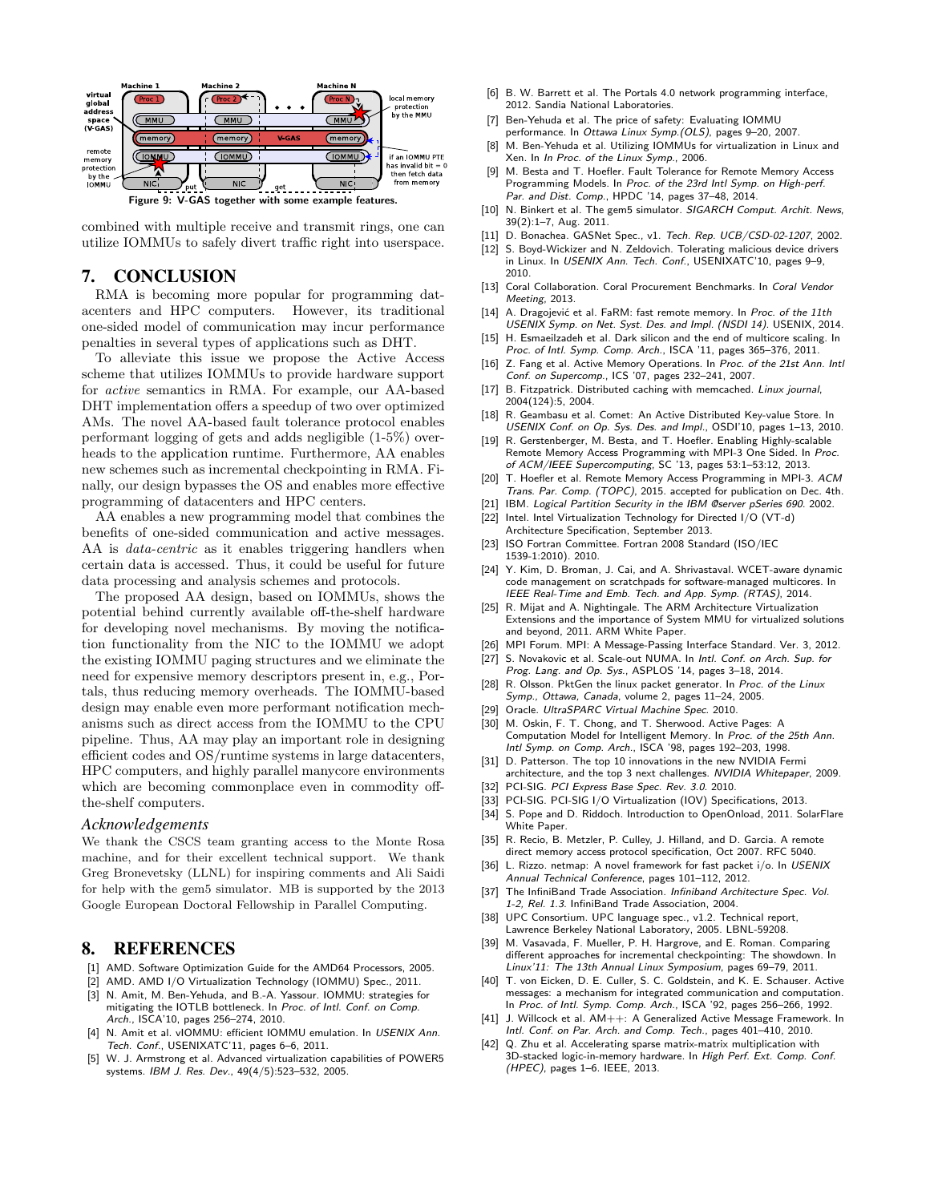Machine 1

Machine 2

Machine N

virtual global address space (V-GAS)

Proc 1

Proc 2

Proc N

MMU

MMU

MMU

local memory protection by the MMU

memory

memory

V-GAS

memory

remote memory protection by the IOMMU

IOMMU

IOMMU

IOMMU

if an IOMMU PTE has invalid bit = 0 then fetch data from memory

NIC

put

NIC

get

NIC

Figure 9: V-GAS together with some example features.

combined with multiple receive and transmit rings, one can utilize IOMMUs to safely divert traffic right into userspace.

# 7. CONCLUSION

RMA is becoming more popular for programming datacenters and HPC computers. However, its traditional one-sided model of communication may incur performance penalties in several types of applications such as DHT.

To alleviate this issue we propose the Active Access scheme that utilizes IOMMUs to provide hardware support for *active* semantics in RMA. For example, our AA-based DHT implementation offers a speedup of two over optimized AMs. The novel AA-based fault tolerance protocol enables performant logging of gets and adds negligible (1-5%) overheads to the application runtime. Furthermore, AA enables new schemes such as incremental checkpointing in RMA. Finally, our design bypasses the OS and enables more effective programming of datacenters and HPC centers.

AA enables a new programming model that combines the benefits of one-sided communication and active messages. AA is *data-centric* as it enables triggering handlers when certain data is accessed. Thus, it could be useful for future data processing and analysis schemes and protocols.

The proposed AA design, based on IOMMUs, shows the potential behind currently available off-the-shelf hardware for developing novel mechanisms. By moving the notification functionality from the NIC to the IOMMU we adopt the existing IOMMU paging structures and we eliminate the need for expensive memory descriptors present in, e.g., Portals, thus reducing memory overheads. The IOMMU-based design may enable even more performant notification mechanisms such as direct access from the IOMMU to the CPU pipeline. Thus, AA may play an important role in designing efficient codes and OS/runtime systems in large datacenters, HPC computers, and highly parallel manycore environments which are becoming commonplace even in commodity off-the-shelf computers.

### *Acknowledgements*

We thank the CSCS team granting access to the Monte Rosa machine, and for their excellent technical support. We thank Greg Bronevetsky (LLNL) for inspiring comments and Ali Saidi for help with the gem5 simulator. MB is supported by the 2013 Google European Doctoral Fellowship in Parallel Computing.

# 8. REFERENCES

[1] AMD. Software Optimization Guide for the AMD64 Processors, 2005.

[2] AMD. AMD I/O Virtualization Technology (IOMMU) Spec., 2011.

[3] N. Amit, M. Ben-Yehuda, and B.-A. Yassour. IOMMU: strategies for mitigating the IOTLB bottleneck. In *Proc. of Intl. Conf. on Comp. Arch.*, ISCA'10, pages 256–274, 2010.

[4] N. Amit et al. vIOMMU: efficient IOMMU emulation. In *USENIX Ann. Tech. Conf.*, USENIXATC'11, pages 6–6, 2011.

[5] W. J. Armstrong et al. Advanced virtualization capabilities of POWER5 systems. *IBM J. Res. Dev.*, 49(4/5):523–532, 2005.

[6] B. W. Barrett et al. The Portals 4.0 network programming interface, 2012. Sandia National Laboratories.

[7] Ben-Yehuda et al. The price of safety: Evaluating IOMMU performance. In *Ottawa Linux Symp.(OLS)*, pages 9–20, 2007.

[8] M. Ben-Yehuda et al. Utilizing IOMMUs for virtualization in Linux and Xen. In *In Proc. of the Linux Symp.*, 2006.

[9] M. Besta and T. Hoefler. Fault Tolerance for Remote Memory Access Programming Models. In *Proc. of the 23rd Intl Symp. on High-perf. Par. and Dist. Comp.*, HPDC '14, pages 37–48, 2014.

[10] N. Binkert et al. The gem5 simulator. *SIGARCH Comput. Archit. News*, 39(2):1–7, Aug. 2011.

[11] D. Bonachea. GASNet Spec., v1. *Tech. Rep. UCB/CSD-02-1207*, 2002.

[12] S. Boyd-Wickizer and N. Zeldovich. Tolerating malicious device drivers in Linux. In *USENIX Ann. Tech. Conf.*, USENIXATC'10, pages 9–9, 2010.

[13] Coral Collaboration. Coral Procurement Benchmarks. In *Coral Vendor Meeting*, 2013.

[14] A. Dragojević et al. FaRM: fast remote memory. In *Proc. of the 11th USENIX Symp. on Net. Syst. Des. and Impl. (NSDI 14)*. USENIX, 2014.

[15] H. Esmaeilzadeh et al. Dark silicon and the end of multicore scaling. In *Proc. of Intl. Symp. Comp. Arch.*, ISCA '11, pages 365–376, 2011.

[16] Z. Fang et al. Active Memory Operations. In *Proc. of the 21st Ann. Intl Conf. on Supercomp.*, ICS '07, pages 232–241, 2007.

[17] B. Fitzpatrick. Distributed caching with memcached. *Linux journal*, 2004(124):5, 2004.

[18] R. Geambasu et al. Comet: An Active Distributed Key-value Store. In *USENIX Conf. on Op. Sys. Des. and Impl.*, OSDI'10, pages 1–13, 2010.

[19] R. Gerstenberger, M. Besta, and T. Hoefler. Enabling Highly-scalable Remote Memory Access Programming with MPI-3 One Sided. In *Proc. of ACM/IEEE Supercomputing*, SC '13, pages 53:1–53:12, 2013.

[20] T. Hoefler et al. Remote Memory Access Programming in MPI-3. *ACM Trans. Par. Comp. (TOPC)*, 2015. accepted for publication on Dec. 4th.

[21] IBM. *Logical Partition Security in the IBM @server pSeries 690*. 2002.

[22] Intel. Intel Virtualization Technology for Directed I/O (VT-d) Architecture Specification, September 2013.

[23] ISO Fortran Committee. Fortran 2008 Standard (ISO/IEC 1539-1:2010). 2010.

[24] Y. Kim, D. Broman, J. Cai, and A. Shrivastaval. WCET-aware dynamic code management on scratchpads for software-managed multicores. In *IEEE Real-Time and Emb. Tech. and App. Symp. (RTAS)*, 2014.

[25] R. Mijat and A. Nightingale. The ARM Architecture Virtualization Extensions and the importance of System MMU for virtualized solutions and beyond, 2011. ARM White Paper.

[26] MPI Forum. MPI: A Message-Passing Interface Standard. Ver. 3, 2012.

[27] S. Novakovic et al. Scale-out NUMA. In *Intl. Conf. on Arch. Sup. for Prog. Lang. and Op. Sys.*, ASPLOS '14, pages 3–18, 2014.

[28] R. Olsson. PktGen the linux packet generator. In *Proc. of the Linux Symp., Ottawa, Canada*, volume 2, pages 11–24, 2005.

[29] Oracle. *UltraSPARC Virtual Machine Spec*. 2010.

[30] M. Oskin, F. T. Chong, and T. Sherwood. Active Pages: A Computation Model for Intelligent Memory. In *Proc. of the 25th Ann. Intl Symp. on Comp. Arch.*, ISCA '98, pages 192–203, 1998.

[31] D. Patterson. The top 10 innovations in the new NVIDIA Fermi architecture, and the top 3 next challenges. *NVIDIA Whitepaper*, 2009.

[32] PCI-SIG. *PCI Express Base Spec. Rev. 3.0*. 2010.

[33] PCI-SIG. PCI-SIG I/O Virtualization (IOV) Specifications, 2013.

[34] S. Pope and D. Riddoch. Introduction to OpenOnload, 2011. SolarFlare White Paper.

[35] R. Recio, B. Metzler, P. Culley, J. Hilland, and D. Garcia. A remote direct memory access protocol specification, Oct 2007. RFC 5040.

[36] L. Rizzo. netmap: A novel framework for fast packet i/o. In *USENIX Annual Technical Conference*, pages 101–112, 2012.

[37] The InfiniBand Trade Association. *Infiniband Architecture Spec. Vol. 1-2, Rel. 1.3*. InfiniBand Trade Association, 2004.

[38] UPC Consortium. UPC language spec., v1.2. Technical report, Lawrence Berkeley National Laboratory, 2005. LBNL-59208.

[39] M. Vasavada, F. Mueller, P. H. Hargrove, and E. Roman. Comparing different approaches for incremental checkpointing: The showdown. In *Linux'11: The 13th Annual Linux Symposium*, pages 69–79, 2011.

[40] T. von Eicken, D. E. Culler, S. C. Goldstein, and K. E. Schauser. Active messages: a mechanism for integrated communication and computation. In *Proc. of Intl. Symp. Comp. Arch.*, ISCA '92, pages 256–266, 1992.

[41] J. Willcock et al. AM++: A Generalized Active Message Framework. In *Intl. Conf. on Par. Arch. and Comp. Tech.*, pages 401–410, 2010.

[42] Q. Zhu et al. Accelerating sparse matrix-matrix multiplication with 3D-stacked logic-in-memory hardware. In *High Perf. Ext. Comp. Conf. (HPEC)*, pages 1–6. IEEE, 2013.